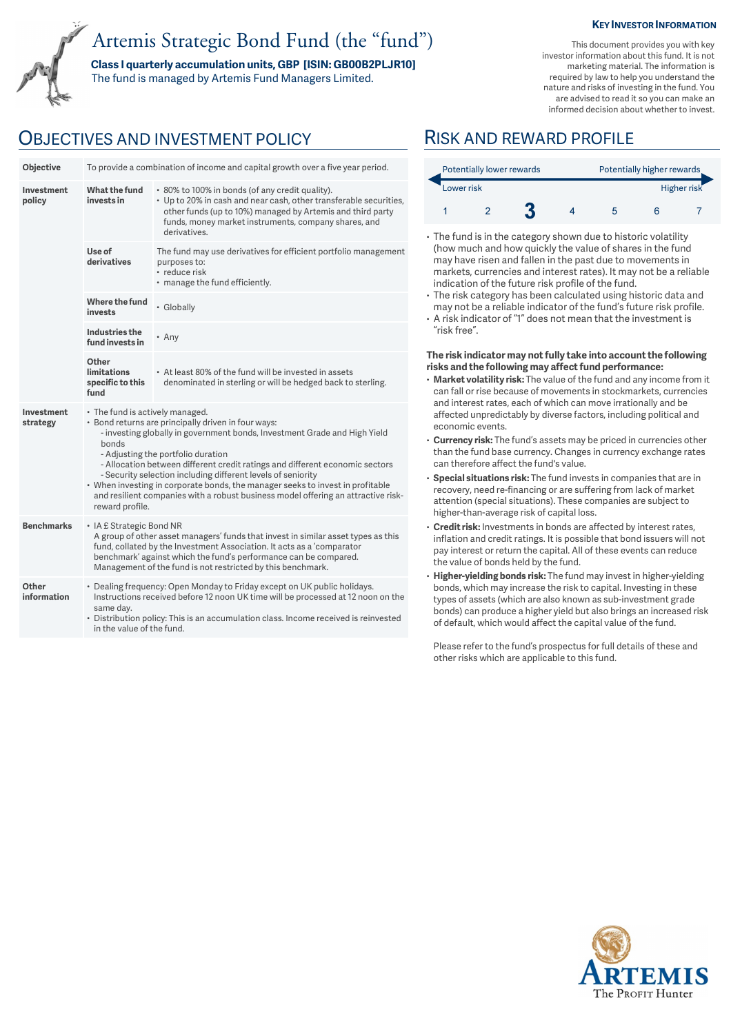# Artemis Strategic Bond Fund (the "fund")

**Class I quarterly accumulation units, GBP [ISIN: GB00B2PLJR10]**

The fund is managed by Artemis Fund Managers Limited.

**KEY INVESTOR INFORMATION**

This document provides you with key investor information about this fund. It is not marketing material. The information is required by law to help you understand the nature and risks of investing in the fund. You are advised to read it so you can make an informed decision about whether to invest.

## OBJECTIVES AND INVESTMENT POLICY

| | | |
|---|---|---|
| **Objective** | To provide a combination of income and capital growth over a five year period. | |
| **Investment policy** | **What the fund invests in** | • 80% to 100% in bonds (of any credit quality).<br>• Up to 20% in cash and near cash, other transferable securities, other funds (up to 10%) managed by Artemis and third party funds, money market instruments, company shares, and derivatives. |
| | **Use of derivatives** | The fund may use derivatives for efficient portfolio management purposes to:<br>• reduce risk<br>• manage the fund efficiently. |
| | **Where the fund invests** | • Globally |
| | **Industries the fund invests in** | • Any |
| | **Other limitations specific to this fund** | • At least 80% of the fund will be invested in assets denominated in sterling or will be hedged back to sterling. |
| **Investment strategy** | • The fund is actively managed.<br>• Bond returns are principally driven in four ways:<br>- investing globally in government bonds, Investment Grade and High Yield bonds<br>- Adjusting the portfolio duration<br>- Allocation between different credit ratings and different economic sectors<br>- Security selection including different levels of seniority<br>• When investing in corporate bonds, the manager seeks to invest in profitable and resilient companies with a robust business model offering an attractive risk-reward profile. | |
| **Benchmarks** | • IA £ Strategic Bond NR<br>A group of other asset managers' funds that invest in similar asset types as this fund, collated by the Investment Association. It acts as a 'comparator benchmark' against which the fund's performance can be compared. Management of the fund is not restricted by this benchmark. | |
| **Other information** | • Dealing frequency: Open Monday to Friday except on UK public holidays. Instructions received before 12 noon UK time will be processed at 12 noon on the same day.<br>• Distribution policy: This is an accumulation class. Income received is reinvested in the value of the fund. | |

## RISK AND REWARD PROFILE

| Potentially lower rewards | | | | | | Potentially higher rewards |
|---|---|---|---|---|---|---|
| Lower risk | | | | | | Higher risk |
| 1 | 2 | **3** | 4 | 5 | 6 | 7 |

- The fund is in the category shown due to historic volatility (how much and how quickly the value of shares in the fund may have risen and fallen in the past due to movements in markets, currencies and interest rates). It may not be a reliable indication of the future risk profile of the fund.
- The risk category has been calculated using historic data and may not be a reliable indicator of the fund's future risk profile.
- A risk indicator of "1" does not mean that the investment is "risk free".

**The risk indicator may not fully take into account the following risks and the following may affect fund performance:**

- **Market volatility risk:** The value of the fund and any income from it can fall or rise because of movements in stockmarkets, currencies and interest rates, each of which can move irrationally and be affected unpredictably by diverse factors, including political and economic events.
- **Currency risk:** The fund's assets may be priced in currencies other than the fund base currency. Changes in currency exchange rates can therefore affect the fund's value.
- **Special situations risk:** The fund invests in companies that are in recovery, need re-financing or are suffering from lack of market attention (special situations). These companies are subject to higher-than-average risk of capital loss.
- **Credit risk:** Investments in bonds are affected by interest rates, inflation and credit ratings. It is possible that bond issuers will not pay interest or return the capital. All of these events can reduce the value of bonds held by the fund.
- **Higher-yielding bonds risk:** The fund may invest in higher-yielding bonds, which may increase the risk to capital. Investing in these types of assets (which are also known as sub-investment grade bonds) can produce a higher yield but also brings an increased risk of default, which would affect the capital value of the fund.

Please refer to the fund's prospectus for full details of these and other risks which are applicable to this fund.

ARTEMIS
The Profit Hunter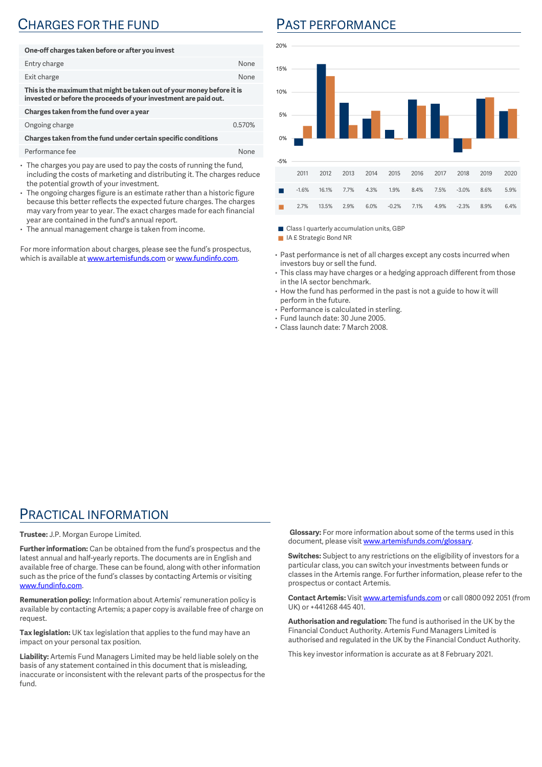## CHARGES FOR THE FUND

| | |
|---|---|
| **One-off charges taken before or after you invest** | |
| Entry charge | None |
| Exit charge | None |
| **This is the maximum that might be taken out of your money before it is invested or before the proceeds of your investment are paid out.** | |
| **Charges taken from the fund over a year** | |
| Ongoing charge | 0.570% |
| **Charges taken from the fund under certain specific conditions** | |
| Performance fee | None |

- The charges you pay are used to pay the costs of running the fund, including the costs of marketing and distributing it. The charges reduce the potential growth of your investment.
- The ongoing charges figure is an estimate rather than a historic figure because this better reflects the expected future charges. The charges may vary from year to year. The exact charges made for each financial year are contained in the fund's annual report.
- The annual management charge is taken from income.

For more information about charges, please see the fund's prospectus, which is available at www.artemisfunds.com or www.fundinfo.com.

## PAST PERFORMANCE

20%
15%
10%
5%
0%
-5%

2011 2012 2013 2014 2015 2016 2017 2018 2019 2020

-1.6% 16.1% 7.7% 4.3% 1.9% 8.4% 7.5% -3.0% 8.6% 5.9%

2.7% 13.5% 2.9% 6.0% -0.2% 7.1% 4.9% -2.3% 8.9% 6.4%

Class I quarterly accumulation units, GBP

IA £ Strategic Bond NR

- Past performance is net of all charges except any costs incurred when investors buy or sell the fund.
- This class may have charges or a hedging approach different from those in the IA sector benchmark.
- How the fund has performed in the past is not a guide to how it will perform in the future.
- Performance is calculated in sterling.
- Fund launch date: 30 June 2005.
- Class launch date: 7 March 2008.

## PRACTICAL INFORMATION

**Trustee:** J.P. Morgan Europe Limited.

**Further information:** Can be obtained from the fund's prospectus and the latest annual and half-yearly reports. The documents are in English and available free of charge. These can be found, along with other information such as the price of the fund's classes by contacting Artemis or visiting www.fundinfo.com.

**Remuneration policy:** Information about Artemis' remuneration policy is available by contacting Artemis; a paper copy is available free of charge on request.

**Tax legislation:** UK tax legislation that applies to the fund may have an impact on your personal tax position.

**Liability:** Artemis Fund Managers Limited may be held liable solely on the basis of any statement contained in this document that is misleading, inaccurate or inconsistent with the relevant parts of the prospectus for the fund.

**Glossary:** For more information about some of the terms used in this document, please visit www.artemisfunds.com/glossary.

**Switches:** Subject to any restrictions on the eligibility of investors for a particular class, you can switch your investments between funds or classes in the Artemis range. For further information, please refer to the prospectus or contact Artemis.

**Contact Artemis:** Visit www.artemisfunds.com or call 0800 092 2051 (from UK) or +441268 445 401.

**Authorisation and regulation:** The fund is authorised in the UK by the Financial Conduct Authority. Artemis Fund Managers Limited is authorised and regulated in the UK by the Financial Conduct Authority.

This key investor information is accurate as at 8 February 2021.